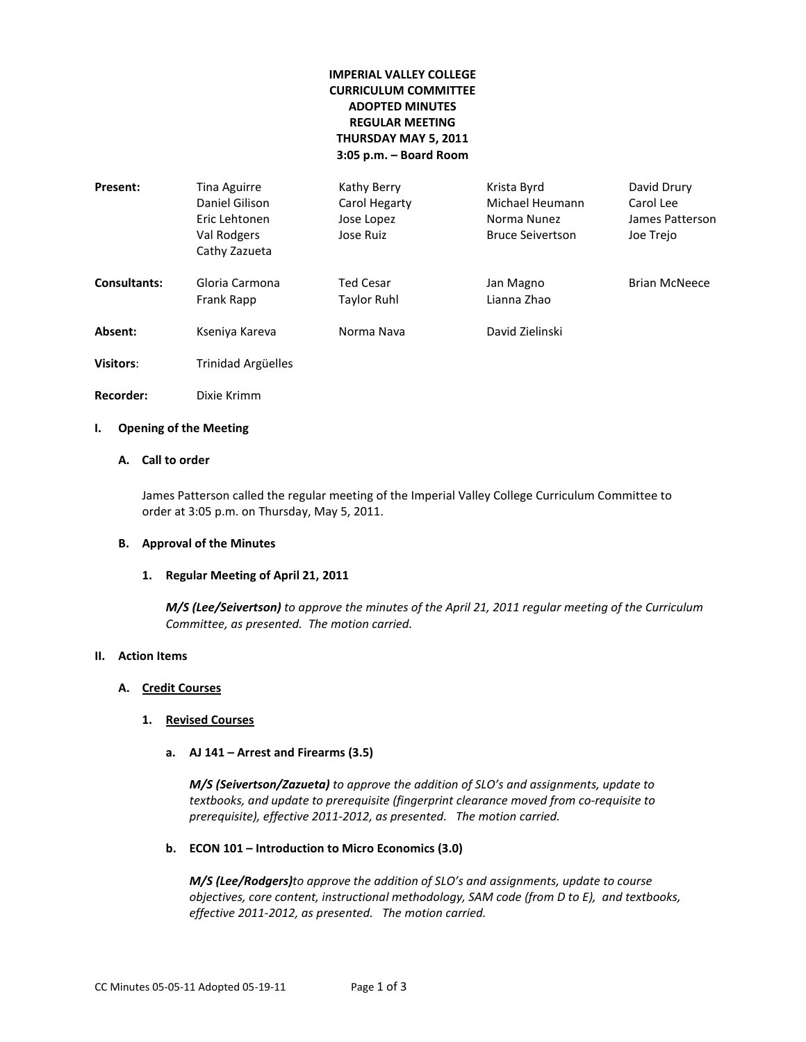**IMPERIAL VALLEY COLLEGE**
**CURRICULUM COMMITTEE**
**ADOPTED MINUTES**
**REGULAR MEETING**
**THURSDAY MAY 5, 2011**
**3:05 p.m. – Board Room**

| | | | | |
|---|---|---|---|---|
| **Present:** | Tina Aguirre | Kathy Berry | Krista Byrd | David Drury |
| | Daniel Gilison | Carol Hegarty | Michael Heumann | Carol Lee |
| | Eric Lehtonen | Jose Lopez | Norma Nunez | James Patterson |
| | Val Rodgers | Jose Ruiz | Bruce Seivertson | Joe Trejo |
| | Cathy Zazueta | | | |
| **Consultants:** | Gloria Carmona | Ted Cesar | Jan Magno | Brian McNeece |
| | Frank Rapp | Taylor Ruhl | Lianna Zhao | |
| **Absent:** | Kseniya Kareva | Norma Nava | David Zielinski | |
| **Visitors:** | Trinidad Argüelles | | | |
| **Recorder:** | Dixie Krimm | | | |

## I. Opening of the Meeting

### A. Call to order

James Patterson called the regular meeting of the Imperial Valley College Curriculum Committee to order at 3:05 p.m. on Thursday, May 5, 2011.

### B. Approval of the Minutes

#### 1. Regular Meeting of April 21, 2011

***M/S (Lee/Seivertson)*** *to approve the minutes of the April 21, 2011 regular meeting of the Curriculum Committee, as presented. The motion carried.*

## II. Action Items

### A. Credit Courses

#### 1. Revised Courses

**a. AJ 141 – Arrest and Firearms (3.5)**

***M/S (Seivertson/Zazueta)*** *to approve the addition of SLO's and assignments, update to textbooks, and update to prerequisite (fingerprint clearance moved from co-requisite to prerequisite), effective 2011-2012, as presented. The motion carried.*

**b. ECON 101 – Introduction to Micro Economics (3.0)**

***M/S (Lee/Rodgers)*** *to approve the addition of SLO's and assignments, update to course objectives, core content, instructional methodology, SAM code (from D to E), and textbooks, effective 2011-2012, as presented. The motion carried.*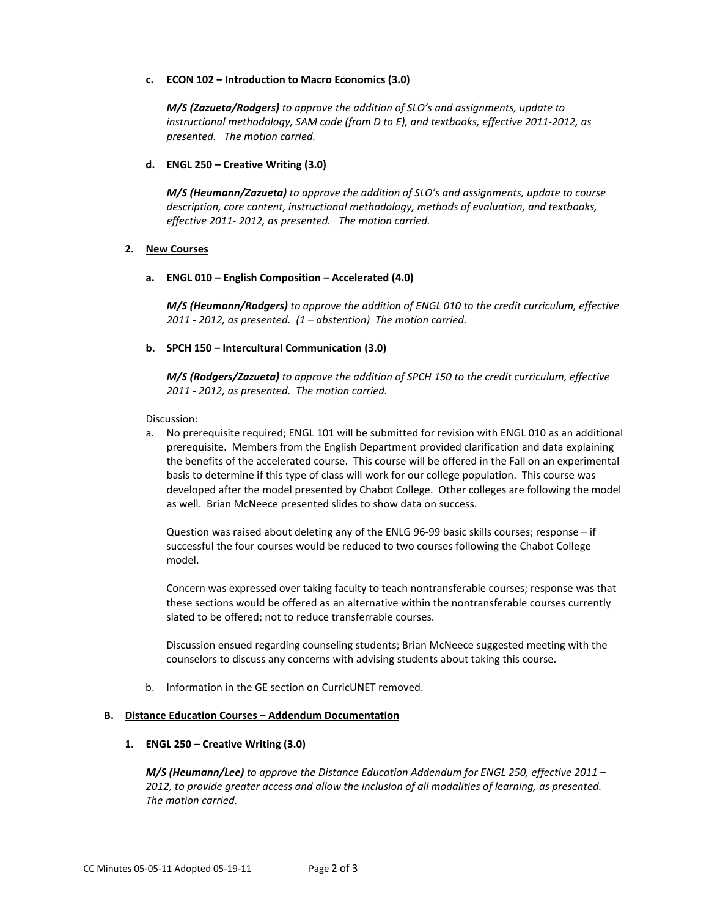**c. ECON 102 – Introduction to Macro Economics (3.0)**

***M/S (Zazueta/Rodgers)*** *to approve the addition of SLO's and assignments, update to instructional methodology, SAM code (from D to E), and textbooks, effective 2011-2012, as presented. The motion carried.*

**d. ENGL 250 – Creative Writing (3.0)**

***M/S (Heumann/Zazueta)*** *to approve the addition of SLO's and assignments, update to course description, core content, instructional methodology, methods of evaluation, and textbooks, effective 2011- 2012, as presented. The motion carried.*

**2. <u>New Courses</u>**

**a. ENGL 010 – English Composition – Accelerated (4.0)**

***M/S (Heumann/Rodgers)*** *to approve the addition of ENGL 010 to the credit curriculum, effective 2011 - 2012, as presented. (1 – abstention) The motion carried.*

**b. SPCH 150 – Intercultural Communication (3.0)**

***M/S (Rodgers/Zazueta)*** *to approve the addition of SPCH 150 to the credit curriculum, effective 2011 - 2012, as presented. The motion carried.*

Discussion:

a. No prerequisite required; ENGL 101 will be submitted for revision with ENGL 010 as an additional prerequisite. Members from the English Department provided clarification and data explaining the benefits of the accelerated course. This course will be offered in the Fall on an experimental basis to determine if this type of class will work for our college population. This course was developed after the model presented by Chabot College. Other colleges are following the model as well. Brian McNeece presented slides to show data on success.

   Question was raised about deleting any of the ENLG 96-99 basic skills courses; response – if successful the four courses would be reduced to two courses following the Chabot College model.

   Concern was expressed over taking faculty to teach nontransferable courses; response was that these sections would be offered as an alternative within the nontransferable courses currently slated to be offered; not to reduce transferrable courses.

   Discussion ensued regarding counseling students; Brian McNeece suggested meeting with the counselors to discuss any concerns with advising students about taking this course.

b. Information in the GE section on CurricUNET removed.

**B. <u>Distance Education Courses – Addendum Documentation</u>**

**1. ENGL 250 – Creative Writing (3.0)**

***M/S (Heumann/Lee)*** *to approve the Distance Education Addendum for ENGL 250, effective 2011 – 2012, to provide greater access and allow the inclusion of all modalities of learning, as presented. The motion carried.*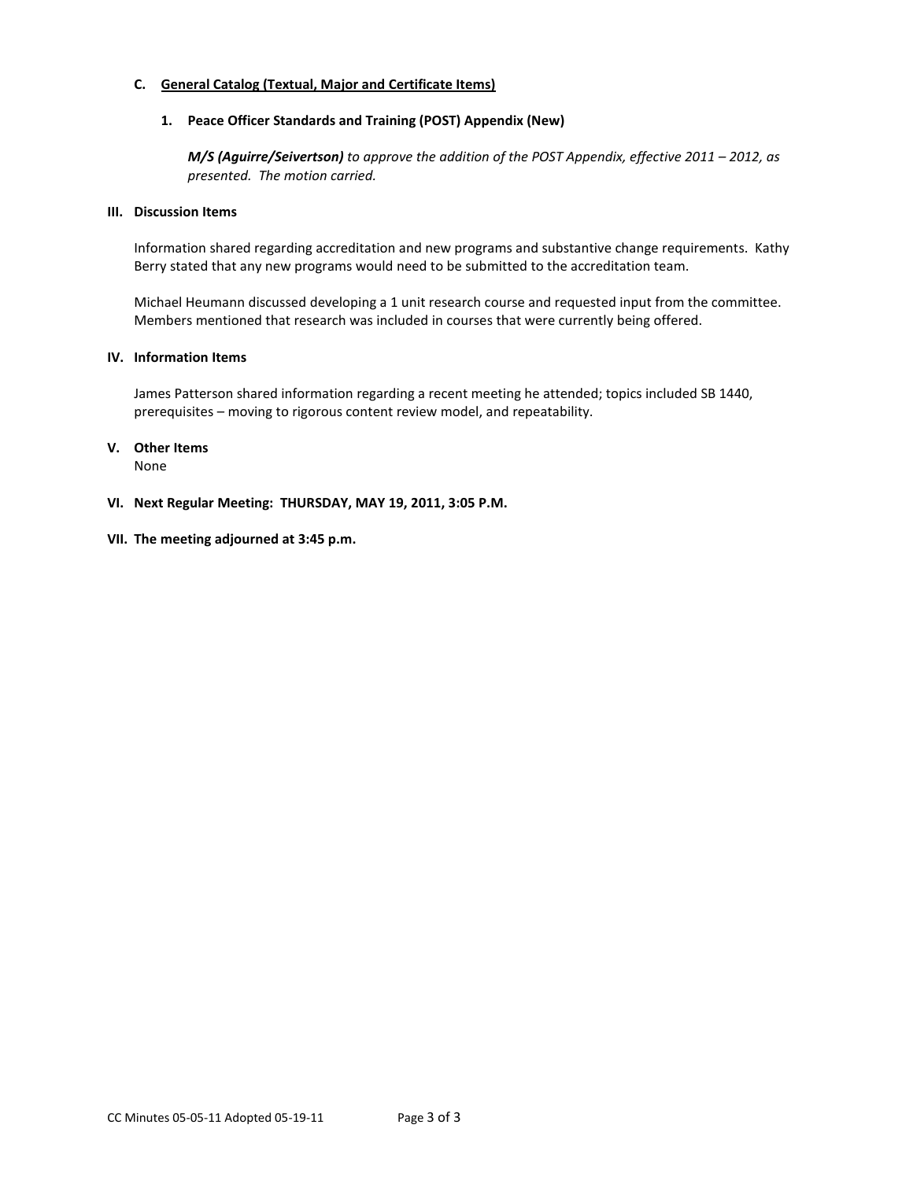### C. General Catalog (Textual, Major and Certificate Items)

#### 1. Peace Officer Standards and Training (POST) Appendix (New)

***M/S (Aguirre/Seivertson)*** *to approve the addition of the POST Appendix, effective 2011 – 2012, as presented. The motion carried.*

## III. Discussion Items

Information shared regarding accreditation and new programs and substantive change requirements. Kathy Berry stated that any new programs would need to be submitted to the accreditation team.

Michael Heumann discussed developing a 1 unit research course and requested input from the committee. Members mentioned that research was included in courses that were currently being offered.

## IV. Information Items

James Patterson shared information regarding a recent meeting he attended; topics included SB 1440, prerequisites – moving to rigorous content review model, and repeatability.

## V. Other Items

None

## VI. Next Regular Meeting: THURSDAY, MAY 19, 2011, 3:05 P.M.

## VII. The meeting adjourned at 3:45 p.m.